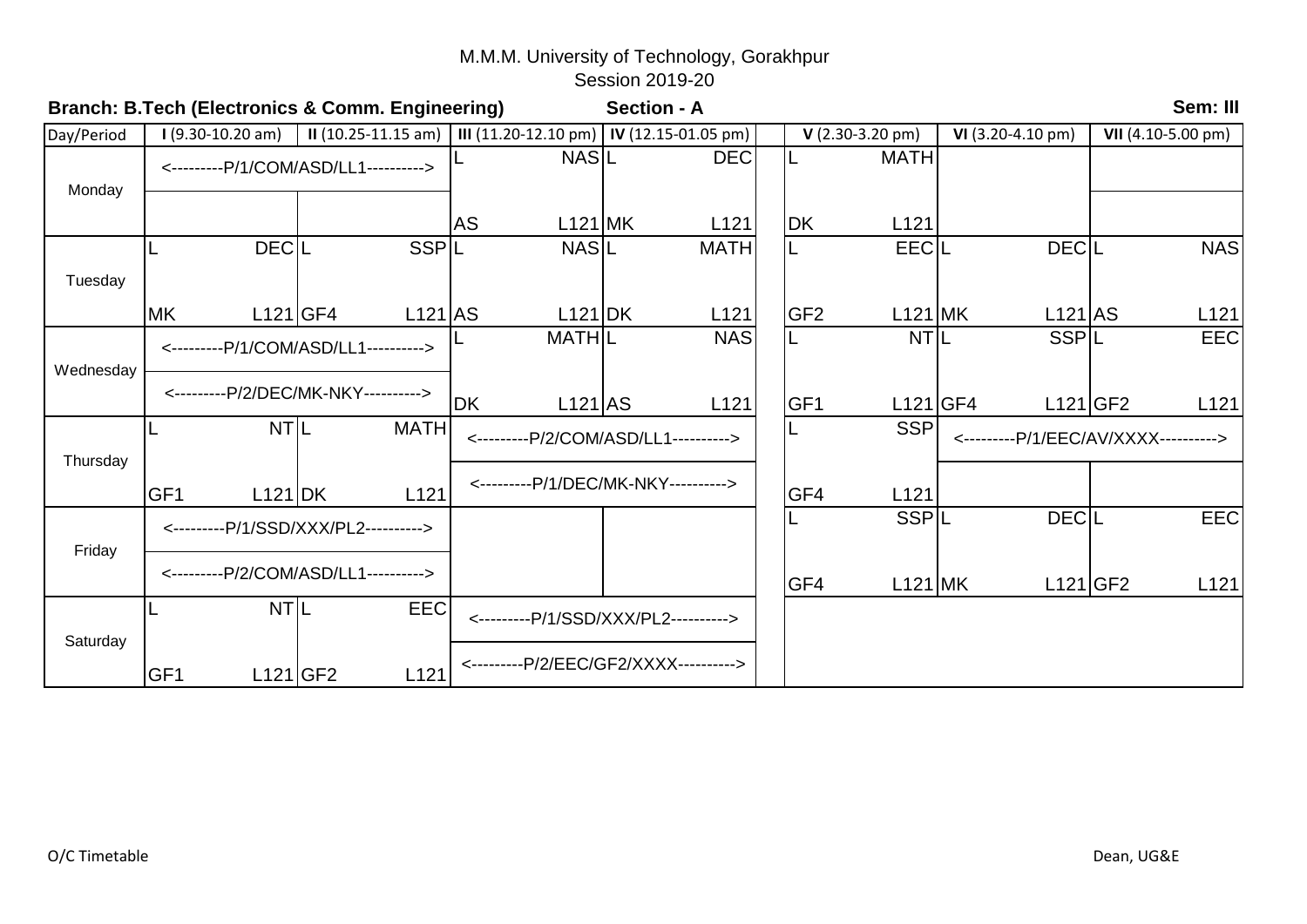M.M.M. University of Technology, Gorakhpur

Session 2019-20

**Branch: B.Tech (Electronics & Comm. Engineering)** **Section - A** **Sem: III**

| Day/Period | I (9.30-10.20 am) | II (10.25-11.15 am) | III (11.20-12.10 pm) | IV (12.15-01.05 pm) | | V (2.30-3.20 pm) | VI (3.20-4.10 pm) | VII (4.10-5.00 pm) |
|---|---|---|---|---|---|---|---|---|
| Monday | <---------P/1/COM/ASD/LL1----------> | | L NAS AS L121 | L DEC MK L121 | | L MATH DK L121 | | |
| Tuesday | L DEC MK L121 | L SSP GF4 L121 | L NAS AS L121 | L MATH DK L121 | | L EEC GF2 L121 | L DEC MK L121 | L NAS AS L121 |
| Wednesday | <---------P/1/COM/ASD/LL1----------> <---------P/2/DEC/MK-NKY----------> | | L MATH DK L121 | L NAS AS L121 | | L NT GF1 L121 | L SSP GF4 L121 | L EEC GF2 L121 |
| Thursday | L NT GF1 L121 | L MATH DK L121 | <---------P/2/COM/ASD/LL1----------> <---------P/1/DEC/MK-NKY----------> | | | L SSP GF4 L121 | <---------P/1/EEC/AV/XXXX----------> | |
| Friday | <---------P/1/SSD/XXX/PL2----------> <---------P/2/COM/ASD/LL1----------> | | | | | L SSP GF4 L121 | L DEC MK L121 | L EEC GF2 L121 |
| Saturday | L NT GF1 L121 | L EEC GF2 L121 | <---------P/1/SSD/XXX/PL2----------> <---------P/2/EEC/GF2/XXXX----------> | | | | | |

O/C Timetable

Dean, UG&E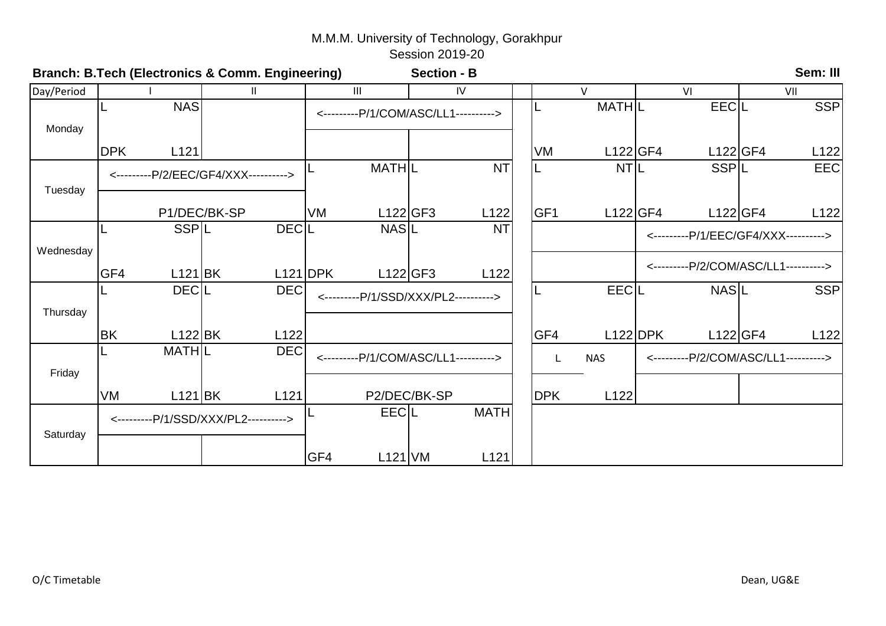# M.M.M. University of Technology, Gorakhpur

Session 2019-20

**Branch: B.Tech (Electronics & Comm. Engineering)** **Section - B** **Sem: III**

| Day/Period | I | II | III | IV | | V | VI | VII |
|---|---|---|---|---|---|---|---|---|
| Monday | L NAS DPK L121 | | <---------P/1/COM/ASC/LL1----------> | | | L MATH VM L122 | L EEC GF4 L122 | L SSP GF4 L122 |
| Tuesday | <---------P/2/EEC/GF4/XXX----------> P1/DEC/BK-SP | | L MATH VM L122 | L NT GF3 L122 | | L NT GF1 L122 | L SSP GF4 L122 | L EEC GF4 L122 |
| Wednesday | L SSP GF4 L121 | L DEC BK L121 | L NAS DPK L122 | L NT GF3 L122 | | | <---------P/1/EEC/GF4/XXX----------> <---------P/2/COM/ASC/LL1----------> | |
| Thursday | L DEC BK L122 | L DEC BK L122 | <---------P/1/SSD/XXX/PL2----------> | | | L EEC GF4 L122 | L NAS DPK L122 | L SSP GF4 L122 |
| Friday | L MATH VM L121 | L DEC BK L121 | <---------P/1/COM/ASC/LL1----------> P2/DEC/BK-SP | | | L NAS DPK L122 | <---------P/2/COM/ASC/LL1----------> | |
| Saturday | <---------P/1/SSD/XXX/PL2----------> | | L EEC GF4 L121 | L MATH VM L121 | | | | |

O/C Timetable

Dean, UG&E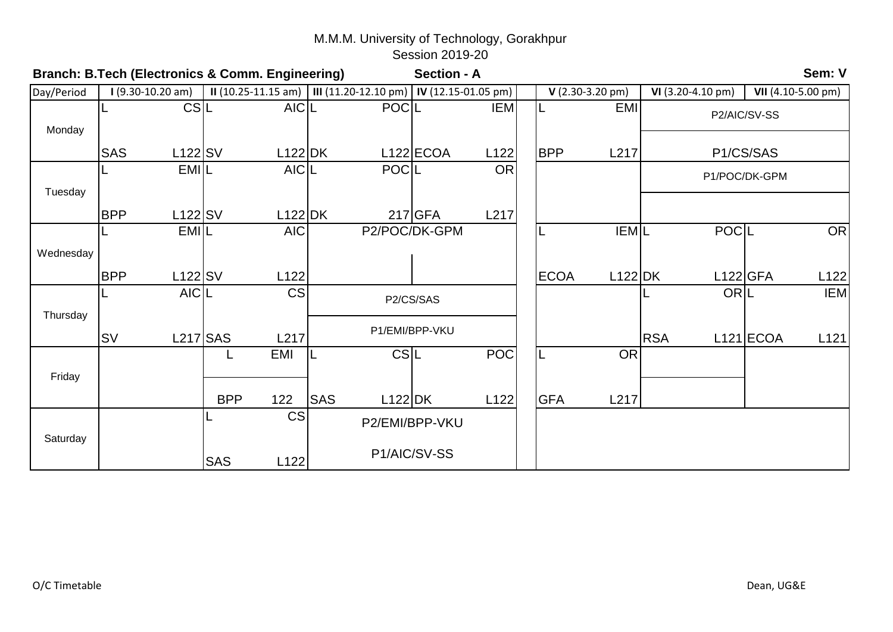M.M.M. University of Technology, Gorakhpur

Session 2019-20

**Branch: B.Tech (Electronics & Comm. Engineering)** **Section - A** **Sem: V**

| Day/Period | I (9.30-10.20 am) | II (10.25-11.15 am) | III (11.20-12.10 pm) | IV (12.15-01.05 pm) | V (2.30-3.20 pm) | VI (3.20-4.10 pm) | VII (4.10-5.00 pm) |
|---|---|---|---|---|---|---|---|
| Monday | L CS SAS L122 | L AIC SV L122 | L POC DK L122 | L IEM ECOA L122 | L EMI BPP L217 | P2/AIC/SV-SS P1/CS/SAS | |
| Tuesday | L EMI BPP L122 | L AIC SV L122 | L POC DK 217 | L OR GFA L217 | | P1/POC/DK-GPM | |
| Wednesday | L EMI BPP L122 | L AIC SV L122 | P2/POC/DK-GPM | | L IEM ECOA L122 | L POC DK L122 | L OR GFA L122 |
| Thursday | L AIC SV L217 | L CS SAS L217 | P2/CS/SAS P1/EMI/BPP-VKU | | | L OR RSA L121 | L IEM ECOA L121 |
| Friday | | L EMI BPP 122 | L CS SAS L122 | L POC DK L122 | L OR GFA L217 | | |
| Saturday | | L CS SAS L122 | P2/EMI/BPP-VKU P1/AIC/SV-SS | | | | |

O/C Timetable Dean, UG&E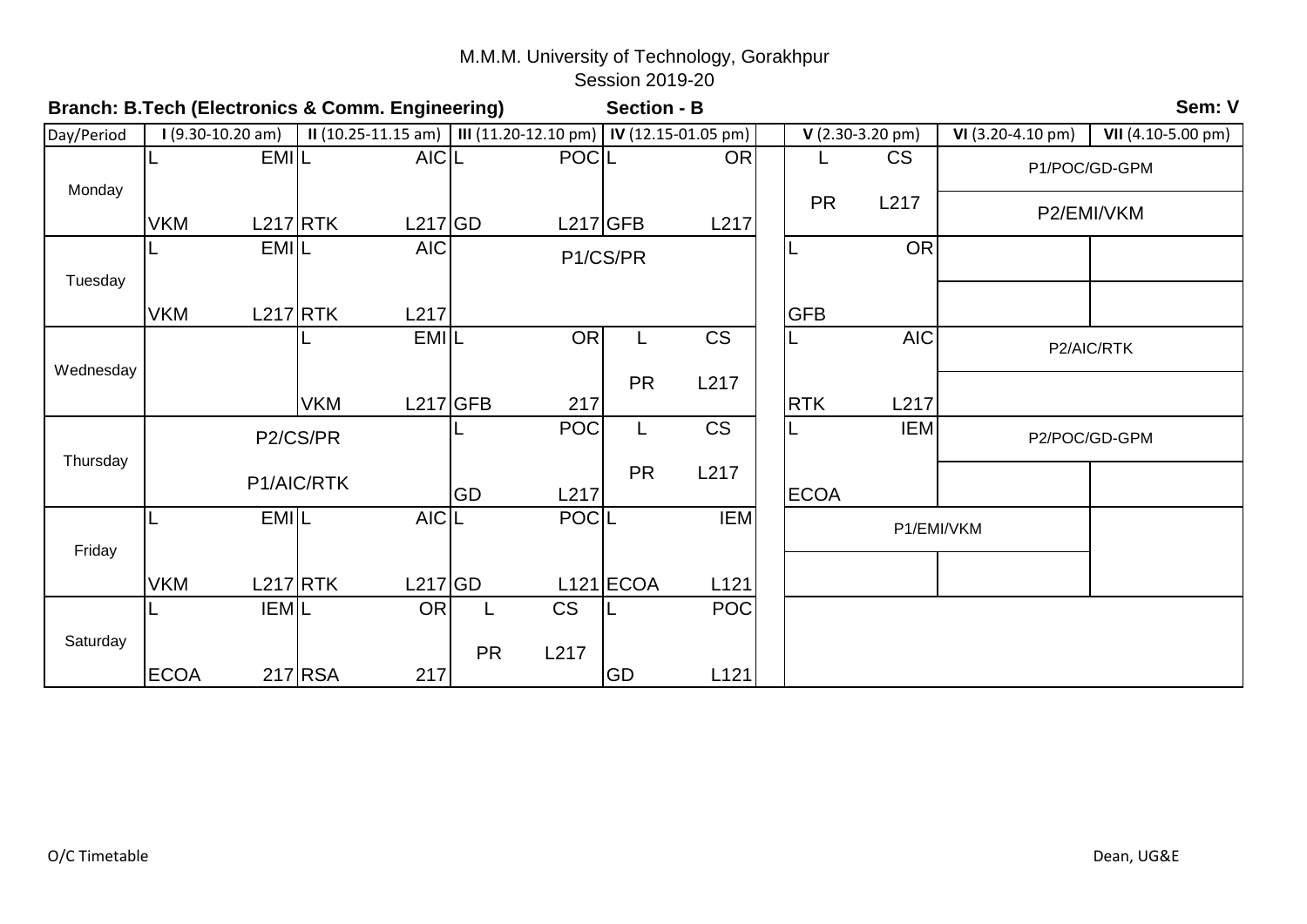M.M.M. University of Technology, Gorakhpur

Session 2019-20

**Branch: B.Tech (Electronics & Comm. Engineering)** **Section - B** **Sem: V**

| Day/Period | I (9.30-10.20 am) | II (10.25-11.15 am) | III (11.20-12.10 pm) | IV (12.15-01.05 pm) | V (2.30-3.20 pm) | VI (3.20-4.10 pm) | VII (4.10-5.00 pm) |
|---|---|---|---|---|---|---|---|
| Monday | L EMI VKM L217 | L AIC RTK L217 | L POC GD L217 | L OR GFB L217 | L CS PR L217 | P1/POC/GD-GPM / P2/EMI/VKM | |
| Tuesday | L EMI VKM L217 | L AIC RTK L217 | P1/CS/PR | | L OR GFB | | |
| Wednesday | | L EMI VKM L217 | L OR GFB 217 | L CS PR L217 | L AIC RTK L217 | P2/AIC/RTK | |
| Thursday | P2/CS/PR / P1/AIC/RTK | | L POC GD L217 | L CS PR L217 | L IEM ECOA | P2/POC/GD-GPM | |
| Friday | L EMI VKM L217 | L AIC RTK L217 | L POC GD L121 | L IEM ECOA L121 | P1/EMI/VKM | | |
| Saturday | L IEM ECOA 217 | L OR RSA 217 | L CS PR L217 | L POC GD L121 | | | |

O/C Timetable

Dean, UG&E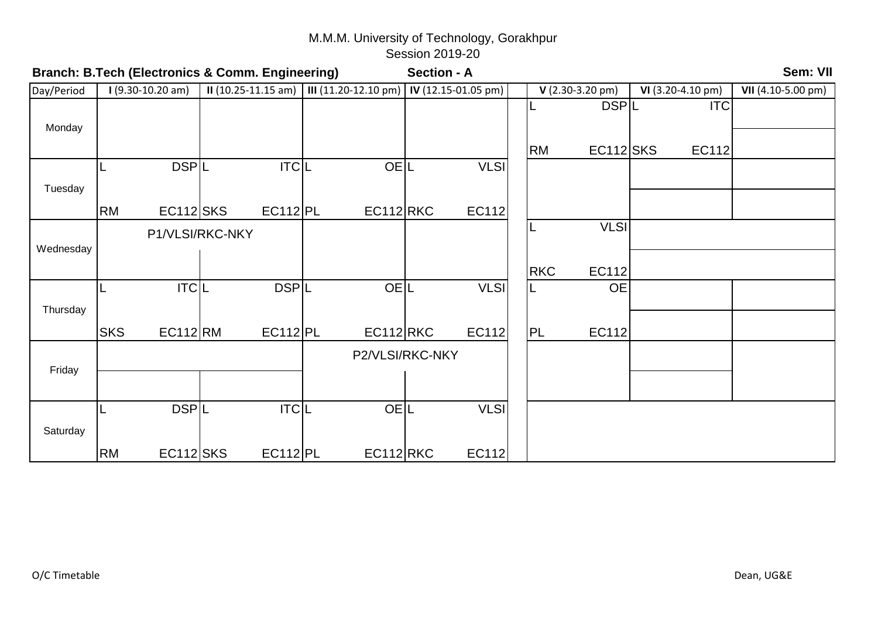M.M.M. University of Technology, Gorakhpur

Session 2019-20

**Branch: B.Tech (Electronics & Comm. Engineering)** **Section - A** **Sem: VII**

| Day/Period | **I** (9.30-10.20 am) | **II** (10.25-11.15 am) | **III** (11.20-12.10 pm) | **IV** (12.15-01.05 pm) | **V** (2.30-3.20 pm) | **VI** (3.20-4.10 pm) | **VII** (4.10-5.00 pm) |
|---|---|---|---|---|---|---|---|
| Monday | | | | | L DSP RM EC112 | L ITC SKS EC112 | |
| Tuesday | L DSP RM EC112 | L ITC SKS EC112 | L OE PL EC112 | L VLSI RKC EC112 | | | |
| Wednesday | P1/VLSI/RKC-NKY | | | | L VLSI RKC EC112 | | |
| Thursday | L ITC SKS EC112 | L DSP RM EC112 | L OE PL EC112 | L VLSI RKC EC112 | L OE PL EC112 | | |
| Friday | | | P2/VLSI/RKC-NKY | | | | |
| Saturday | L DSP RM EC112 | L ITC SKS EC112 | L OE PL EC112 | L VLSI RKC EC112 | | | |

O/C Timetable

Dean, UG&E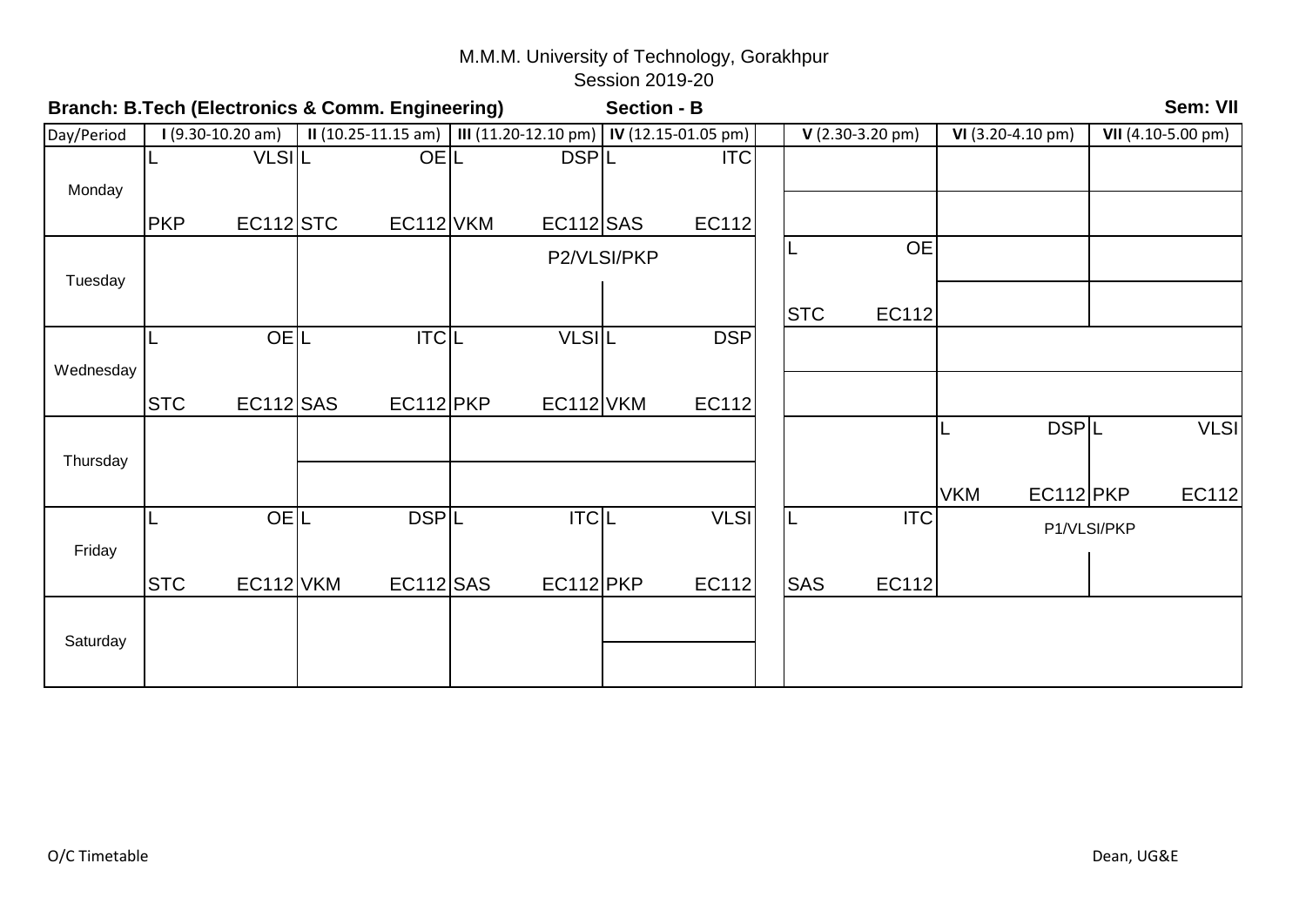M.M.M. University of Technology, Gorakhpur

Session 2019-20

**Branch: B.Tech (Electronics & Comm. Engineering)** **Section - B** **Sem: VII**

| Day/Period | I (9.30-10.20 am) | II (10.25-11.15 am) | III (11.20-12.10 pm) | IV (12.15-01.05 pm) | V (2.30-3.20 pm) | VI (3.20-4.10 pm) | VII (4.10-5.00 pm) |
|---|---|---|---|---|---|---|---|
| Monday | L VLSI PKP EC112 | L OE STC EC112 | L DSP VKM EC112 | L ITC SAS EC112 | | | |
| Tuesday | | | P2/VLSI/PKP | | L OE STC EC112 | | |
| Wednesday | L OE STC EC112 | L ITC SAS EC112 | L VLSI PKP EC112 | L DSP VKM EC112 | | | |
| Thursday | | | | | | L DSP VKM EC112 | L VLSI PKP EC112 |
| Friday | L OE STC EC112 | L DSP VKM EC112 | L ITC SAS EC112 | L VLSI PKP EC112 | L ITC SAS EC112 | P1/VLSI/PKP | |
| Saturday | | | | | | | |

O/C Timetable

Dean, UG&E